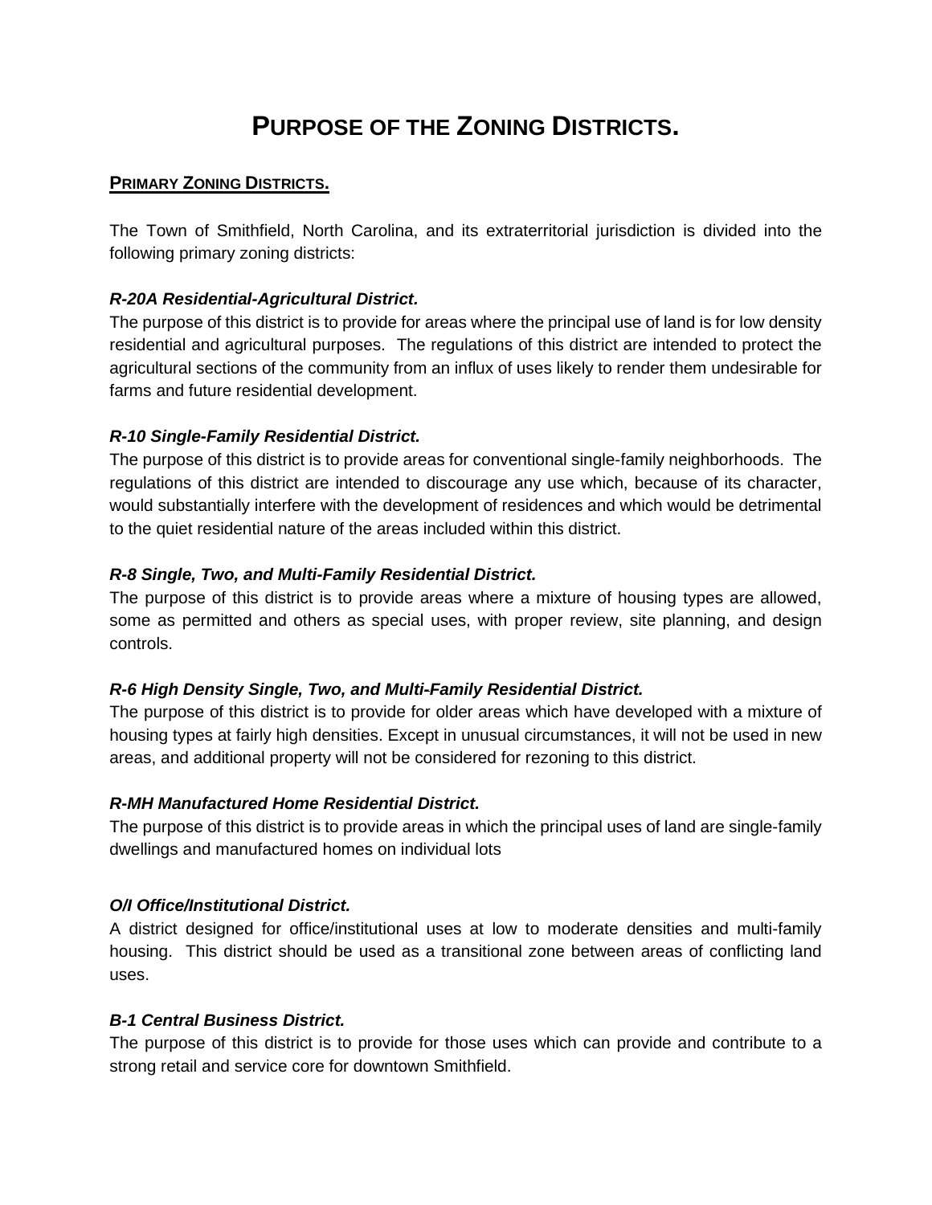# PURPOSE OF THE ZONING DISTRICTS.

## PRIMARY ZONING DISTRICTS.

The Town of Smithfield, North Carolina, and its extraterritorial jurisdiction is divided into the following primary zoning districts:

***R-20A Residential-Agricultural District.***

The purpose of this district is to provide for areas where the principal use of land is for low density residential and agricultural purposes. The regulations of this district are intended to protect the agricultural sections of the community from an influx of uses likely to render them undesirable for farms and future residential development.

***R-10 Single-Family Residential District.***

The purpose of this district is to provide areas for conventional single-family neighborhoods. The regulations of this district are intended to discourage any use which, because of its character, would substantially interfere with the development of residences and which would be detrimental to the quiet residential nature of the areas included within this district.

***R-8 Single, Two, and Multi-Family Residential District.***

The purpose of this district is to provide areas where a mixture of housing types are allowed, some as permitted and others as special uses, with proper review, site planning, and design controls.

***R-6 High Density Single, Two, and Multi-Family Residential District.***

The purpose of this district is to provide for older areas which have developed with a mixture of housing types at fairly high densities. Except in unusual circumstances, it will not be used in new areas, and additional property will not be considered for rezoning to this district.

***R-MH Manufactured Home Residential District.***

The purpose of this district is to provide areas in which the principal uses of land are single-family dwellings and manufactured homes on individual lots

***O/I Office/Institutional District.***

A district designed for office/institutional uses at low to moderate densities and multi-family housing. This district should be used as a transitional zone between areas of conflicting land uses.

***B-1 Central Business District.***

The purpose of this district is to provide for those uses which can provide and contribute to a strong retail and service core for downtown Smithfield.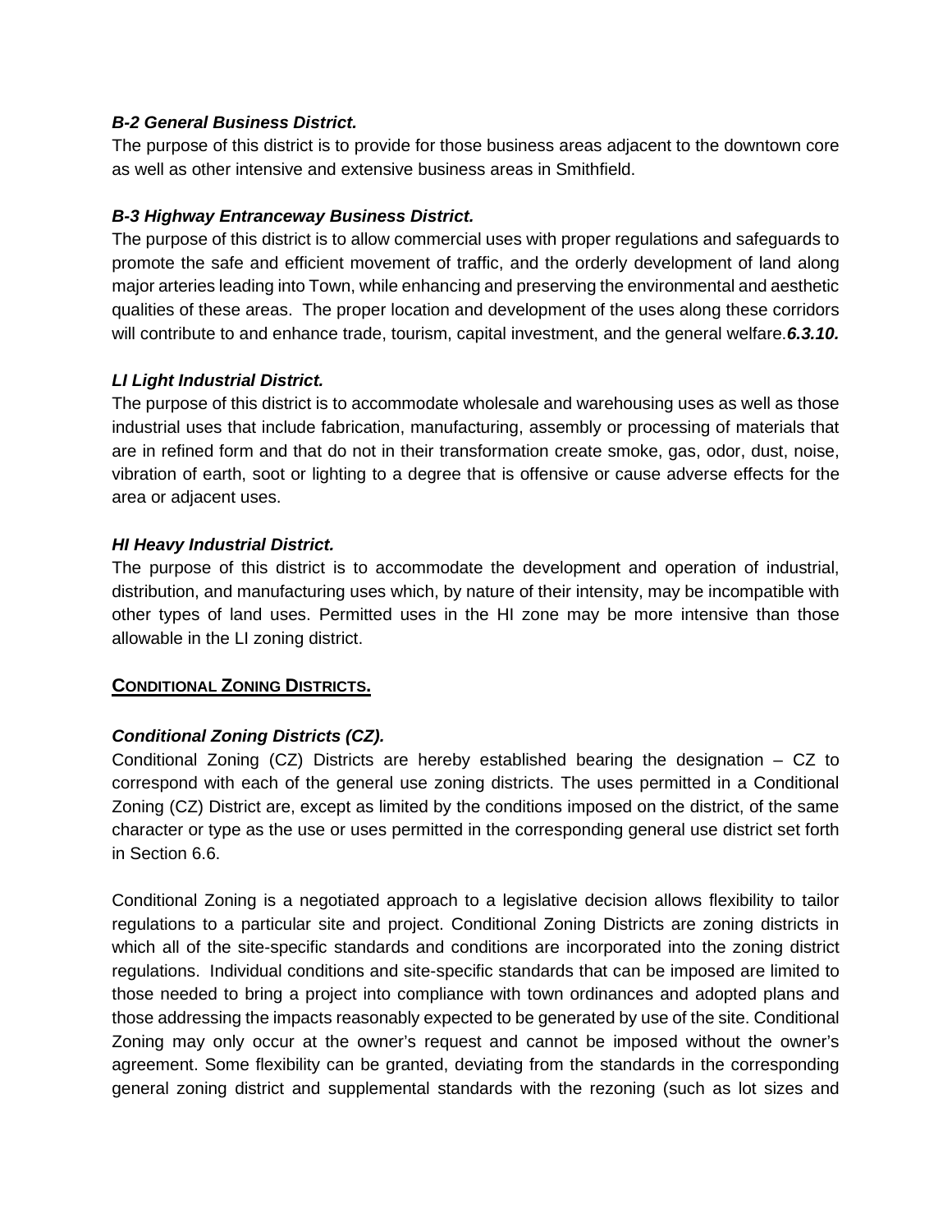***B-2 General Business District.***

The purpose of this district is to provide for those business areas adjacent to the downtown core as well as other intensive and extensive business areas in Smithfield.

***B-3 Highway Entranceway Business District.***

The purpose of this district is to allow commercial uses with proper regulations and safeguards to promote the safe and efficient movement of traffic, and the orderly development of land along major arteries leading into Town, while enhancing and preserving the environmental and aesthetic qualities of these areas. The proper location and development of the uses along these corridors will contribute to and enhance trade, tourism, capital investment, and the general welfare.***6.3.10.***

***LI Light Industrial District.***

The purpose of this district is to accommodate wholesale and warehousing uses as well as those industrial uses that include fabrication, manufacturing, assembly or processing of materials that are in refined form and that do not in their transformation create smoke, gas, odor, dust, noise, vibration of earth, soot or lighting to a degree that is offensive or cause adverse effects for the area or adjacent uses.

***HI Heavy Industrial District.***

The purpose of this district is to accommodate the development and operation of industrial, distribution, and manufacturing uses which, by nature of their intensity, may be incompatible with other types of land uses. Permitted uses in the HI zone may be more intensive than those allowable in the LI zoning district.

## CONDITIONAL ZONING DISTRICTS.

***Conditional Zoning Districts (CZ).***

Conditional Zoning (CZ) Districts are hereby established bearing the designation – CZ to correspond with each of the general use zoning districts. The uses permitted in a Conditional Zoning (CZ) District are, except as limited by the conditions imposed on the district, of the same character or type as the use or uses permitted in the corresponding general use district set forth in Section 6.6.

Conditional Zoning is a negotiated approach to a legislative decision allows flexibility to tailor regulations to a particular site and project. Conditional Zoning Districts are zoning districts in which all of the site-specific standards and conditions are incorporated into the zoning district regulations. Individual conditions and site-specific standards that can be imposed are limited to those needed to bring a project into compliance with town ordinances and adopted plans and those addressing the impacts reasonably expected to be generated by use of the site. Conditional Zoning may only occur at the owner's request and cannot be imposed without the owner's agreement. Some flexibility can be granted, deviating from the standards in the corresponding general zoning district and supplemental standards with the rezoning (such as lot sizes and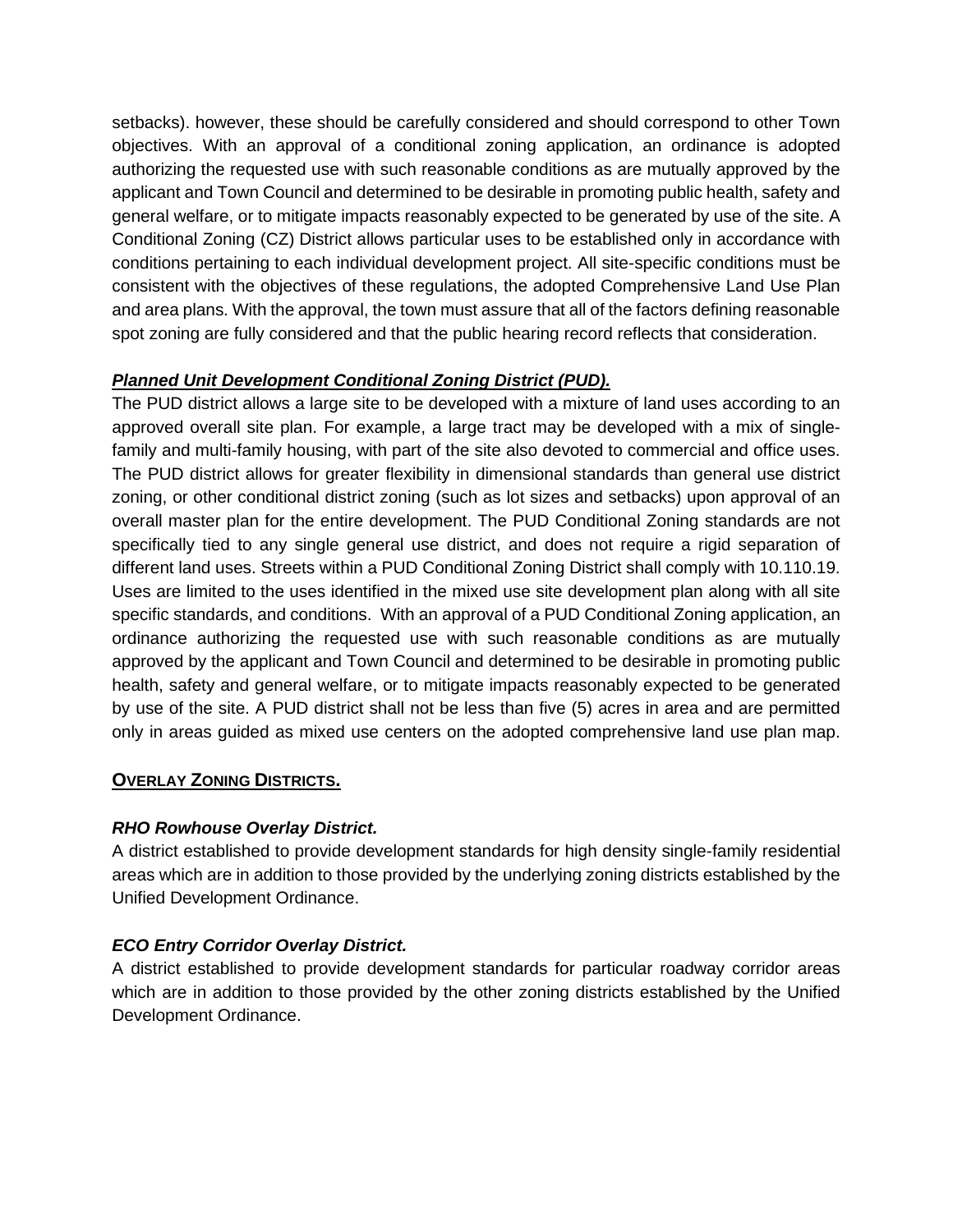setbacks). however, these should be carefully considered and should correspond to other Town objectives. With an approval of a conditional zoning application, an ordinance is adopted authorizing the requested use with such reasonable conditions as are mutually approved by the applicant and Town Council and determined to be desirable in promoting public health, safety and general welfare, or to mitigate impacts reasonably expected to be generated by use of the site. A Conditional Zoning (CZ) District allows particular uses to be established only in accordance with conditions pertaining to each individual development project. All site-specific conditions must be consistent with the objectives of these regulations, the adopted Comprehensive Land Use Plan and area plans. With the approval, the town must assure that all of the factors defining reasonable spot zoning are fully considered and that the public hearing record reflects that consideration.

***Planned Unit Development Conditional Zoning District (PUD).***

The PUD district allows a large site to be developed with a mixture of land uses according to an approved overall site plan. For example, a large tract may be developed with a mix of single-family and multi-family housing, with part of the site also devoted to commercial and office uses. The PUD district allows for greater flexibility in dimensional standards than general use district zoning, or other conditional district zoning (such as lot sizes and setbacks) upon approval of an overall master plan for the entire development. The PUD Conditional Zoning standards are not specifically tied to any single general use district, and does not require a rigid separation of different land uses. Streets within a PUD Conditional Zoning District shall comply with 10.110.19. Uses are limited to the uses identified in the mixed use site development plan along with all site specific standards, and conditions. With an approval of a PUD Conditional Zoning application, an ordinance authorizing the requested use with such reasonable conditions as are mutually approved by the applicant and Town Council and determined to be desirable in promoting public health, safety and general welfare, or to mitigate impacts reasonably expected to be generated by use of the site. A PUD district shall not be less than five (5) acres in area and are permitted only in areas guided as mixed use centers on the adopted comprehensive land use plan map.

## OVERLAY ZONING DISTRICTS.

***RHO Rowhouse Overlay District.***

A district established to provide development standards for high density single-family residential areas which are in addition to those provided by the underlying zoning districts established by the Unified Development Ordinance.

***ECO Entry Corridor Overlay District.***

A district established to provide development standards for particular roadway corridor areas which are in addition to those provided by the other zoning districts established by the Unified Development Ordinance.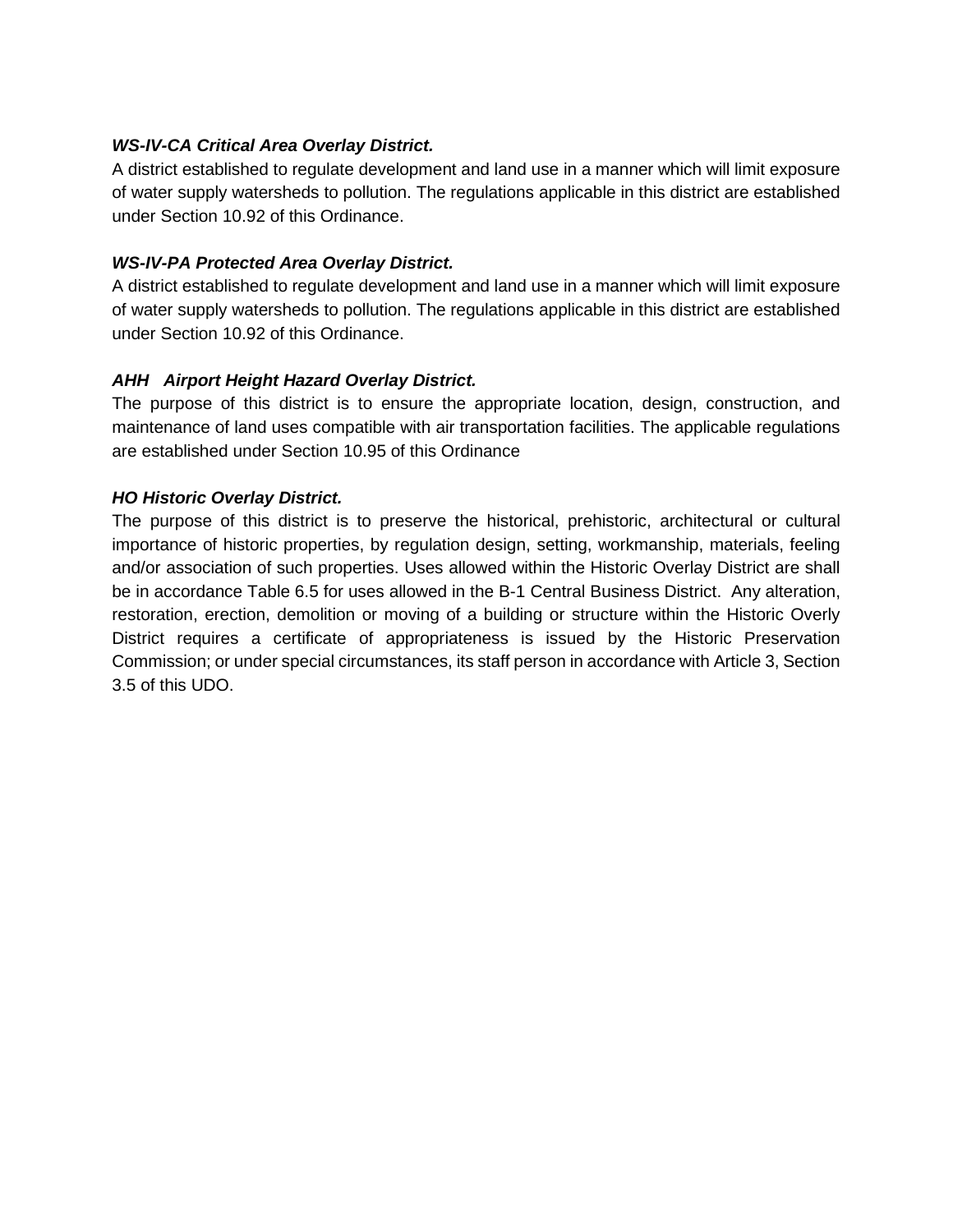***WS-IV-CA Critical Area Overlay District.***
A district established to regulate development and land use in a manner which will limit exposure of water supply watersheds to pollution. The regulations applicable in this district are established under Section 10.92 of this Ordinance.

***WS-IV-PA Protected Area Overlay District.***
A district established to regulate development and land use in a manner which will limit exposure of water supply watersheds to pollution. The regulations applicable in this district are established under Section 10.92 of this Ordinance.

***AHH Airport Height Hazard Overlay District.***
The purpose of this district is to ensure the appropriate location, design, construction, and maintenance of land uses compatible with air transportation facilities. The applicable regulations are established under Section 10.95 of this Ordinance

***HO Historic Overlay District.***
The purpose of this district is to preserve the historical, prehistoric, architectural or cultural importance of historic properties, by regulation design, setting, workmanship, materials, feeling and/or association of such properties. Uses allowed within the Historic Overlay District are shall be in accordance Table 6.5 for uses allowed in the B-1 Central Business District. Any alteration, restoration, erection, demolition or moving of a building or structure within the Historic Overly District requires a certificate of appropriateness is issued by the Historic Preservation Commission; or under special circumstances, its staff person in accordance with Article 3, Section 3.5 of this UDO.